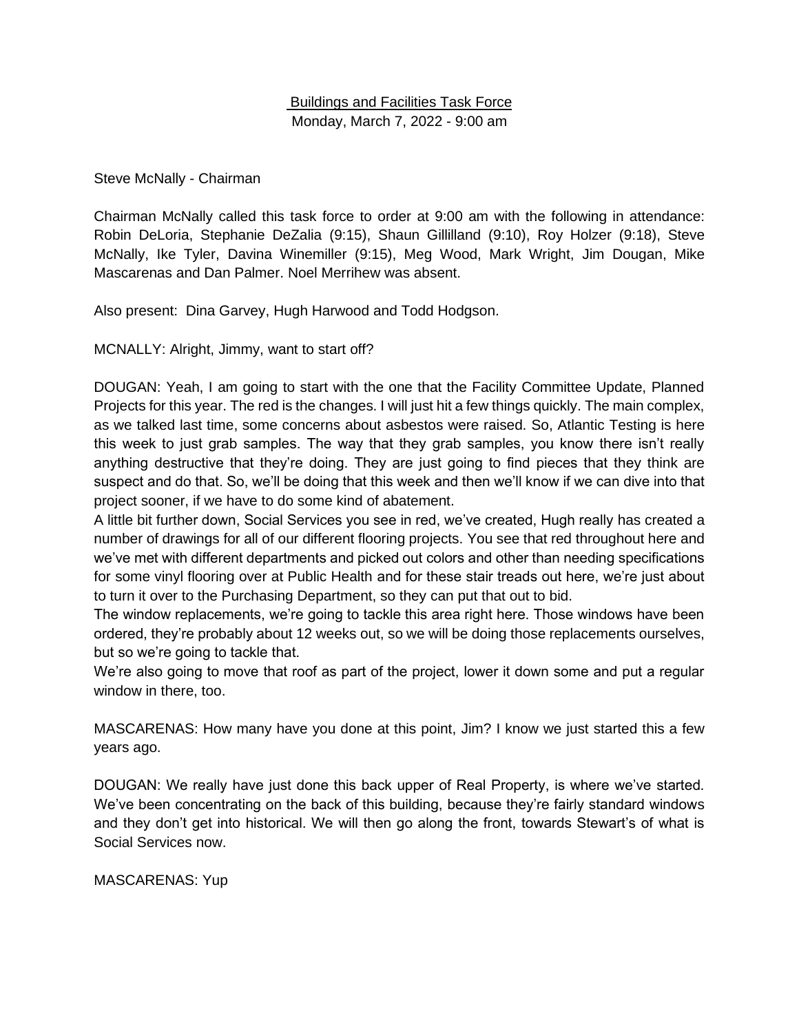Buildings and Facilities Task Force
Monday, March 7, 2022 - 9:00 am

Steve McNally - Chairman

Chairman McNally called this task force to order at 9:00 am with the following in attendance: Robin DeLoria, Stephanie DeZalia (9:15), Shaun Gillilland (9:10), Roy Holzer (9:18), Steve McNally, Ike Tyler, Davina Winemiller (9:15), Meg Wood, Mark Wright, Jim Dougan, Mike Mascarenas and Dan Palmer. Noel Merrihew was absent.

Also present: Dina Garvey, Hugh Harwood and Todd Hodgson.

MCNALLY: Alright, Jimmy, want to start off?

DOUGAN: Yeah, I am going to start with the one that the Facility Committee Update, Planned Projects for this year. The red is the changes. I will just hit a few things quickly. The main complex, as we talked last time, some concerns about asbestos were raised. So, Atlantic Testing is here this week to just grab samples. The way that they grab samples, you know there isn't really anything destructive that they're doing. They are just going to find pieces that they think are suspect and do that. So, we'll be doing that this week and then we'll know if we can dive into that project sooner, if we have to do some kind of abatement.

A little bit further down, Social Services you see in red, we've created, Hugh really has created a number of drawings for all of our different flooring projects. You see that red throughout here and we've met with different departments and picked out colors and other than needing specifications for some vinyl flooring over at Public Health and for these stair treads out here, we're just about to turn it over to the Purchasing Department, so they can put that out to bid.

The window replacements, we're going to tackle this area right here. Those windows have been ordered, they're probably about 12 weeks out, so we will be doing those replacements ourselves, but so we're going to tackle that.

We're also going to move that roof as part of the project, lower it down some and put a regular window in there, too.

MASCARENAS: How many have you done at this point, Jim? I know we just started this a few years ago.

DOUGAN: We really have just done this back upper of Real Property, is where we've started. We've been concentrating on the back of this building, because they're fairly standard windows and they don't get into historical. We will then go along the front, towards Stewart's of what is Social Services now.

MASCARENAS: Yup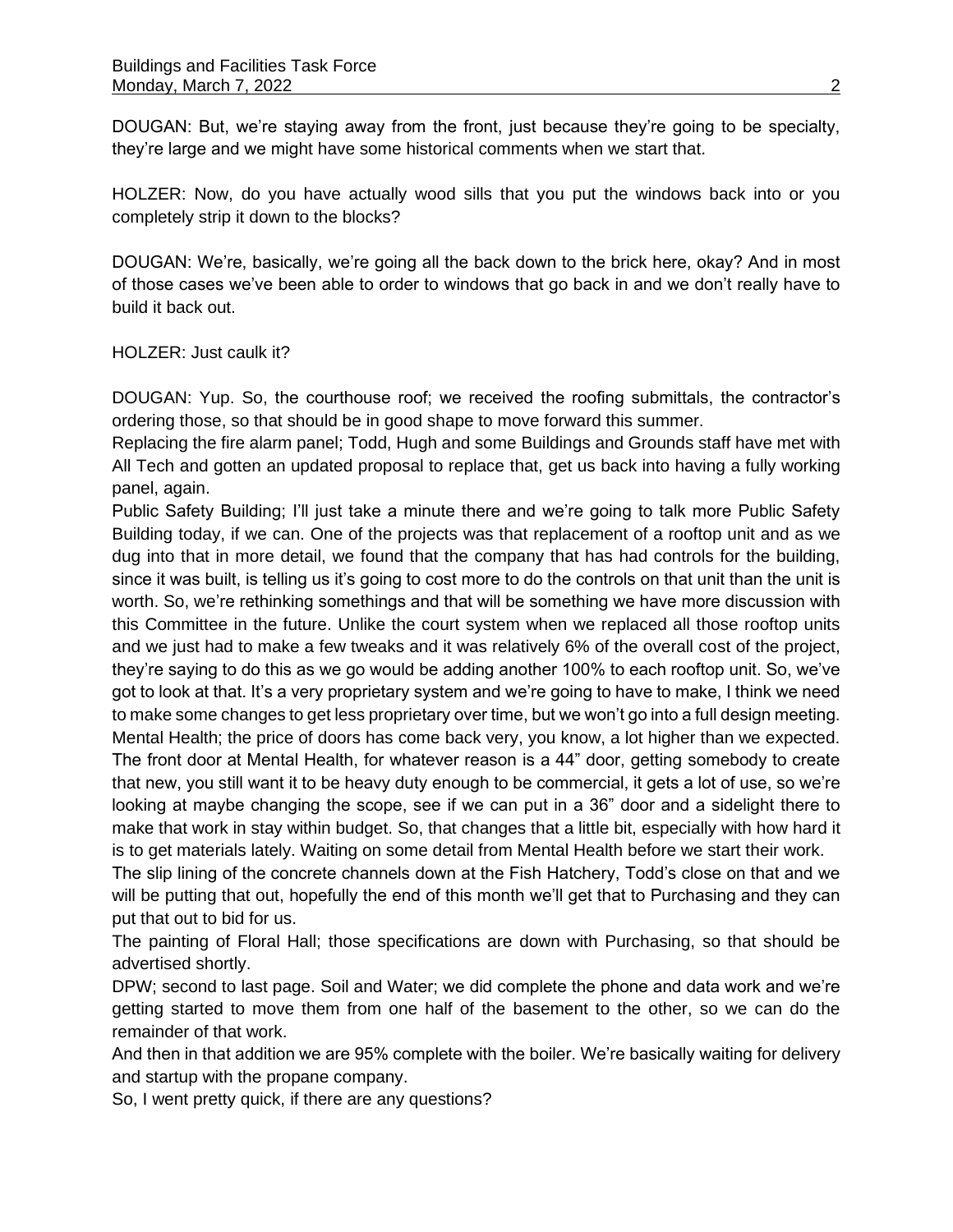DOUGAN: But, we're staying away from the front, just because they're going to be specialty, they're large and we might have some historical comments when we start that.

HOLZER: Now, do you have actually wood sills that you put the windows back into or you completely strip it down to the blocks?

DOUGAN: We're, basically, we're going all the back down to the brick here, okay? And in most of those cases we've been able to order to windows that go back in and we don't really have to build it back out.

HOLZER: Just caulk it?

DOUGAN: Yup. So, the courthouse roof; we received the roofing submittals, the contractor's ordering those, so that should be in good shape to move forward this summer.

Replacing the fire alarm panel; Todd, Hugh and some Buildings and Grounds staff have met with All Tech and gotten an updated proposal to replace that, get us back into having a fully working panel, again.

Public Safety Building; I'll just take a minute there and we're going to talk more Public Safety Building today, if we can. One of the projects was that replacement of a rooftop unit and as we dug into that in more detail, we found that the company that has had controls for the building, since it was built, is telling us it's going to cost more to do the controls on that unit than the unit is worth. So, we're rethinking somethings and that will be something we have more discussion with this Committee in the future. Unlike the court system when we replaced all those rooftop units and we just had to make a few tweaks and it was relatively 6% of the overall cost of the project, they're saying to do this as we go would be adding another 100% to each rooftop unit. So, we've got to look at that. It's a very proprietary system and we're going to have to make, I think we need to make some changes to get less proprietary over time, but we won't go into a full design meeting.

Mental Health; the price of doors has come back very, you know, a lot higher than we expected. The front door at Mental Health, for whatever reason is a 44" door, getting somebody to create that new, you still want it to be heavy duty enough to be commercial, it gets a lot of use, so we're looking at maybe changing the scope, see if we can put in a 36" door and a sidelight there to make that work in stay within budget. So, that changes that a little bit, especially with how hard it is to get materials lately. Waiting on some detail from Mental Health before we start their work.

The slip lining of the concrete channels down at the Fish Hatchery, Todd's close on that and we will be putting that out, hopefully the end of this month we'll get that to Purchasing and they can put that out to bid for us.

The painting of Floral Hall; those specifications are down with Purchasing, so that should be advertised shortly.

DPW; second to last page. Soil and Water; we did complete the phone and data work and we're getting started to move them from one half of the basement to the other, so we can do the remainder of that work.

And then in that addition we are 95% complete with the boiler. We're basically waiting for delivery and startup with the propane company.

So, I went pretty quick, if there are any questions?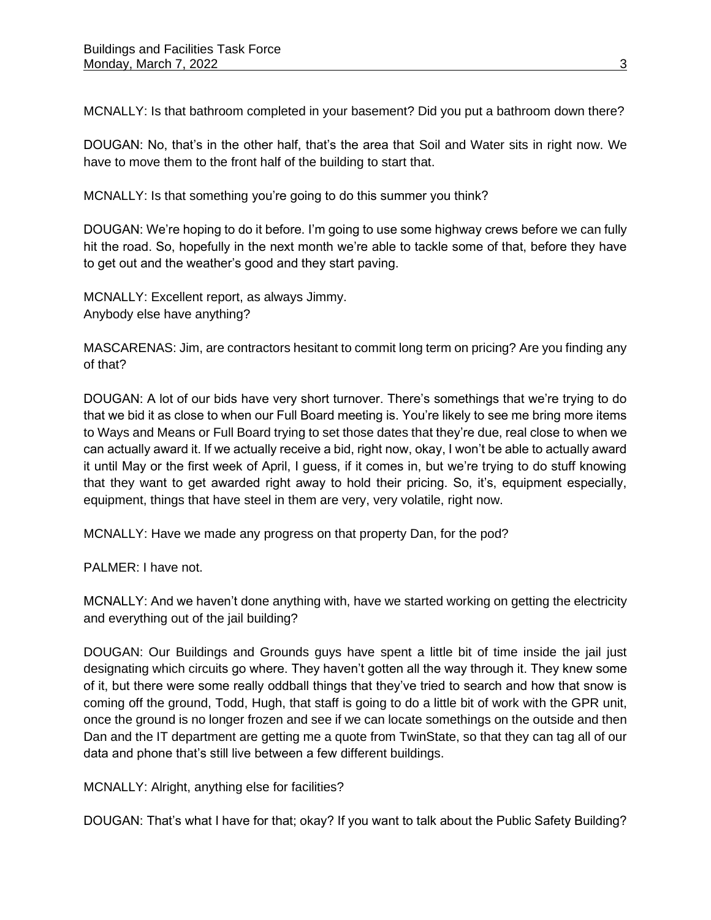MCNALLY: Is that bathroom completed in your basement? Did you put a bathroom down there?

DOUGAN: No, that's in the other half, that's the area that Soil and Water sits in right now. We have to move them to the front half of the building to start that.

MCNALLY: Is that something you're going to do this summer you think?

DOUGAN: We're hoping to do it before. I'm going to use some highway crews before we can fully hit the road. So, hopefully in the next month we're able to tackle some of that, before they have to get out and the weather's good and they start paving.

MCNALLY: Excellent report, as always Jimmy.
Anybody else have anything?

MASCARENAS: Jim, are contractors hesitant to commit long term on pricing? Are you finding any of that?

DOUGAN: A lot of our bids have very short turnover. There's somethings that we're trying to do that we bid it as close to when our Full Board meeting is. You're likely to see me bring more items to Ways and Means or Full Board trying to set those dates that they're due, real close to when we can actually award it. If we actually receive a bid, right now, okay, I won't be able to actually award it until May or the first week of April, I guess, if it comes in, but we're trying to do stuff knowing that they want to get awarded right away to hold their pricing. So, it's, equipment especially, equipment, things that have steel in them are very, very volatile, right now.

MCNALLY: Have we made any progress on that property Dan, for the pod?

PALMER: I have not.

MCNALLY: And we haven't done anything with, have we started working on getting the electricity and everything out of the jail building?

DOUGAN: Our Buildings and Grounds guys have spent a little bit of time inside the jail just designating which circuits go where. They haven't gotten all the way through it. They knew some of it, but there were some really oddball things that they've tried to search and how that snow is coming off the ground, Todd, Hugh, that staff is going to do a little bit of work with the GPR unit, once the ground is no longer frozen and see if we can locate somethings on the outside and then Dan and the IT department are getting me a quote from TwinState, so that they can tag all of our data and phone that's still live between a few different buildings.

MCNALLY: Alright, anything else for facilities?

DOUGAN: That's what I have for that; okay? If you want to talk about the Public Safety Building?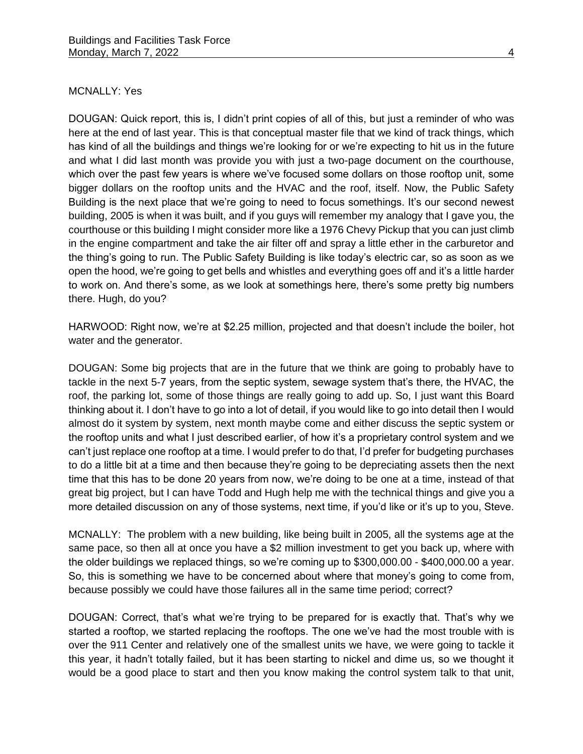MCNALLY: Yes

DOUGAN: Quick report, this is, I didn't print copies of all of this, but just a reminder of who was here at the end of last year. This is that conceptual master file that we kind of track things, which has kind of all the buildings and things we're looking for or we're expecting to hit us in the future and what I did last month was provide you with just a two-page document on the courthouse, which over the past few years is where we've focused some dollars on those rooftop unit, some bigger dollars on the rooftop units and the HVAC and the roof, itself. Now, the Public Safety Building is the next place that we're going to need to focus somethings. It's our second newest building, 2005 is when it was built, and if you guys will remember my analogy that I gave you, the courthouse or this building I might consider more like a 1976 Chevy Pickup that you can just climb in the engine compartment and take the air filter off and spray a little ether in the carburetor and the thing's going to run. The Public Safety Building is like today's electric car, so as soon as we open the hood, we're going to get bells and whistles and everything goes off and it's a little harder to work on. And there's some, as we look at somethings here, there's some pretty big numbers there. Hugh, do you?

HARWOOD: Right now, we're at $2.25 million, projected and that doesn't include the boiler, hot water and the generator.

DOUGAN: Some big projects that are in the future that we think are going to probably have to tackle in the next 5-7 years, from the septic system, sewage system that's there, the HVAC, the roof, the parking lot, some of those things are really going to add up. So, I just want this Board thinking about it. I don't have to go into a lot of detail, if you would like to go into detail then I would almost do it system by system, next month maybe come and either discuss the septic system or the rooftop units and what I just described earlier, of how it's a proprietary control system and we can't just replace one rooftop at a time. I would prefer to do that, I'd prefer for budgeting purchases to do a little bit at a time and then because they're going to be depreciating assets then the next time that this has to be done 20 years from now, we're doing to be one at a time, instead of that great big project, but I can have Todd and Hugh help me with the technical things and give you a more detailed discussion on any of those systems, next time, if you'd like or it's up to you, Steve.

MCNALLY: The problem with a new building, like being built in 2005, all the systems age at the same pace, so then all at once you have a $2 million investment to get you back up, where with the older buildings we replaced things, so we're coming up to $300,000.00 - $400,000.00 a year. So, this is something we have to be concerned about where that money's going to come from, because possibly we could have those failures all in the same time period; correct?

DOUGAN: Correct, that's what we're trying to be prepared for is exactly that. That's why we started a rooftop, we started replacing the rooftops. The one we've had the most trouble with is over the 911 Center and relatively one of the smallest units we have, we were going to tackle it this year, it hadn't totally failed, but it has been starting to nickel and dime us, so we thought it would be a good place to start and then you know making the control system talk to that unit,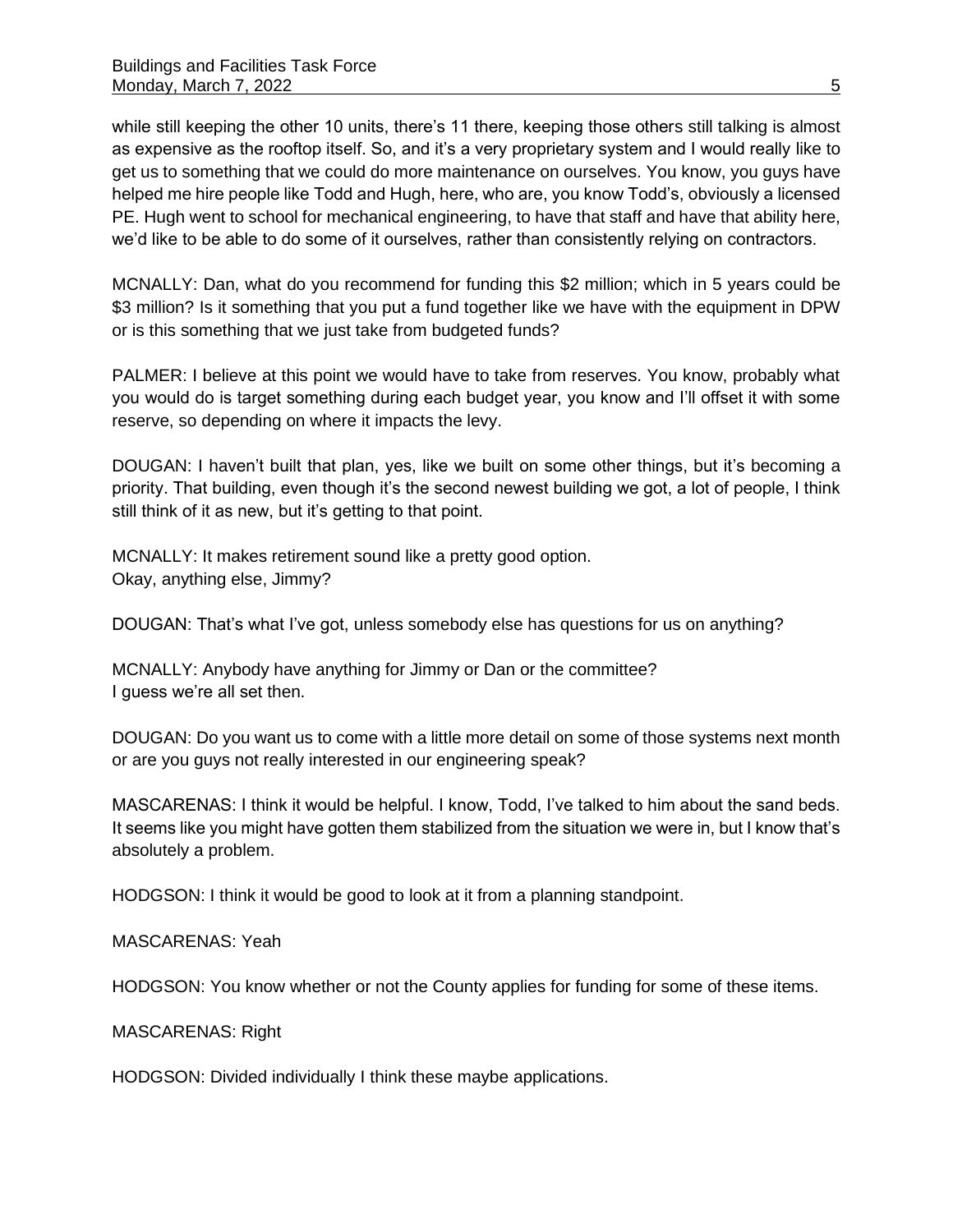while still keeping the other 10 units, there's 11 there, keeping those others still talking is almost as expensive as the rooftop itself. So, and it's a very proprietary system and I would really like to get us to something that we could do more maintenance on ourselves. You know, you guys have helped me hire people like Todd and Hugh, here, who are, you know Todd's, obviously a licensed PE. Hugh went to school for mechanical engineering, to have that staff and have that ability here, we'd like to be able to do some of it ourselves, rather than consistently relying on contractors.

MCNALLY: Dan, what do you recommend for funding this $2 million; which in 5 years could be $3 million? Is it something that you put a fund together like we have with the equipment in DPW or is this something that we just take from budgeted funds?

PALMER: I believe at this point we would have to take from reserves. You know, probably what you would do is target something during each budget year, you know and I'll offset it with some reserve, so depending on where it impacts the levy.

DOUGAN: I haven't built that plan, yes, like we built on some other things, but it's becoming a priority. That building, even though it's the second newest building we got, a lot of people, I think still think of it as new, but it's getting to that point.

MCNALLY: It makes retirement sound like a pretty good option.
Okay, anything else, Jimmy?

DOUGAN: That's what I've got, unless somebody else has questions for us on anything?

MCNALLY: Anybody have anything for Jimmy or Dan or the committee?
I guess we're all set then.

DOUGAN: Do you want us to come with a little more detail on some of those systems next month or are you guys not really interested in our engineering speak?

MASCARENAS: I think it would be helpful. I know, Todd, I've talked to him about the sand beds. It seems like you might have gotten them stabilized from the situation we were in, but I know that's absolutely a problem.

HODGSON: I think it would be good to look at it from a planning standpoint.

MASCARENAS: Yeah

HODGSON: You know whether or not the County applies for funding for some of these items.

MASCARENAS: Right

HODGSON: Divided individually I think these maybe applications.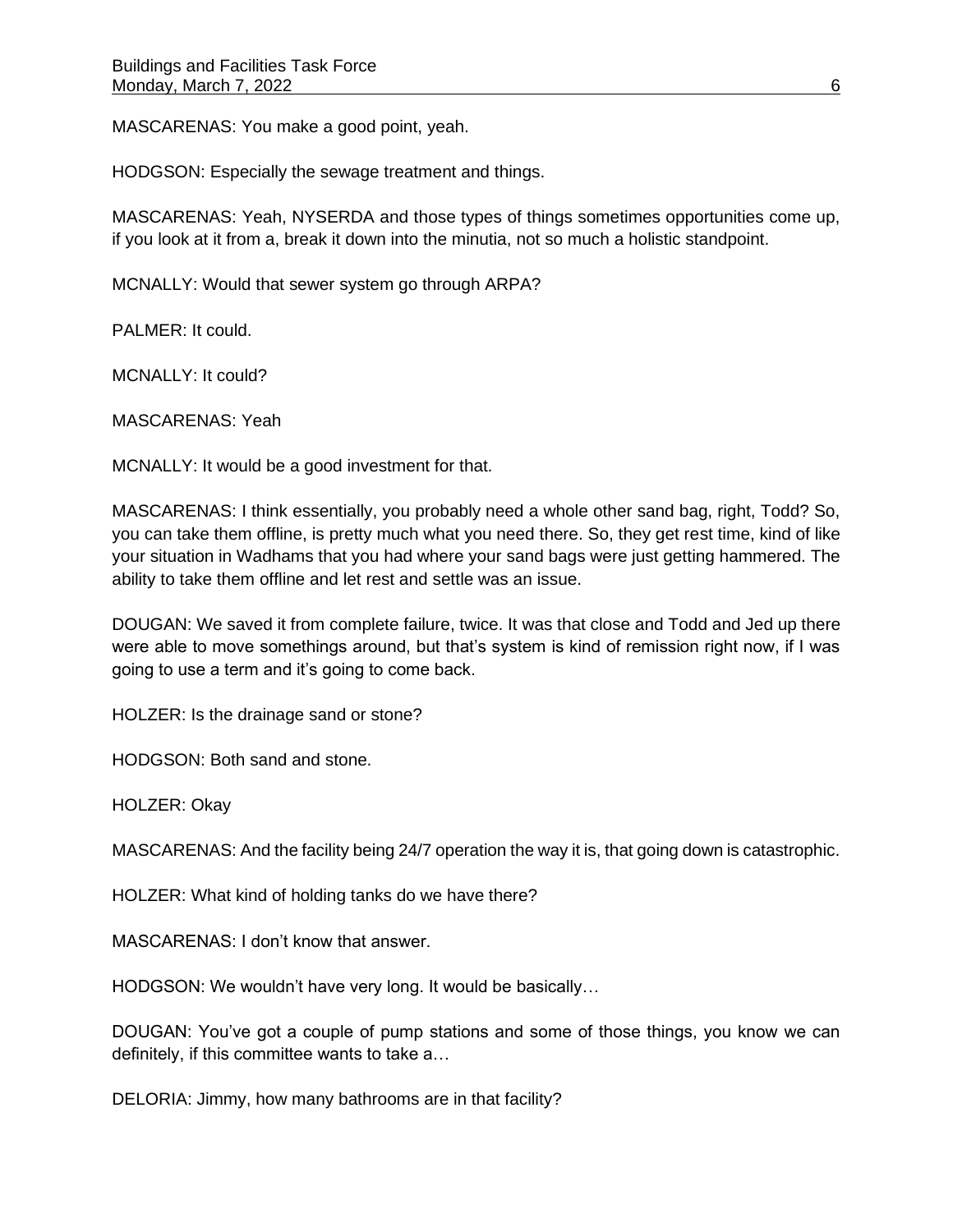MASCARENAS: You make a good point, yeah.

HODGSON: Especially the sewage treatment and things.

MASCARENAS: Yeah, NYSERDA and those types of things sometimes opportunities come up, if you look at it from a, break it down into the minutia, not so much a holistic standpoint.

MCNALLY: Would that sewer system go through ARPA?

PALMER: It could.

MCNALLY: It could?

MASCARENAS: Yeah

MCNALLY: It would be a good investment for that.

MASCARENAS: I think essentially, you probably need a whole other sand bag, right, Todd? So, you can take them offline, is pretty much what you need there. So, they get rest time, kind of like your situation in Wadhams that you had where your sand bags were just getting hammered. The ability to take them offline and let rest and settle was an issue.

DOUGAN: We saved it from complete failure, twice. It was that close and Todd and Jed up there were able to move somethings around, but that's system is kind of remission right now, if I was going to use a term and it's going to come back.

HOLZER: Is the drainage sand or stone?

HODGSON: Both sand and stone.

HOLZER: Okay

MASCARENAS: And the facility being 24/7 operation the way it is, that going down is catastrophic.

HOLZER: What kind of holding tanks do we have there?

MASCARENAS: I don't know that answer.

HODGSON: We wouldn't have very long. It would be basically…

DOUGAN: You've got a couple of pump stations and some of those things, you know we can definitely, if this committee wants to take a…

DELORIA: Jimmy, how many bathrooms are in that facility?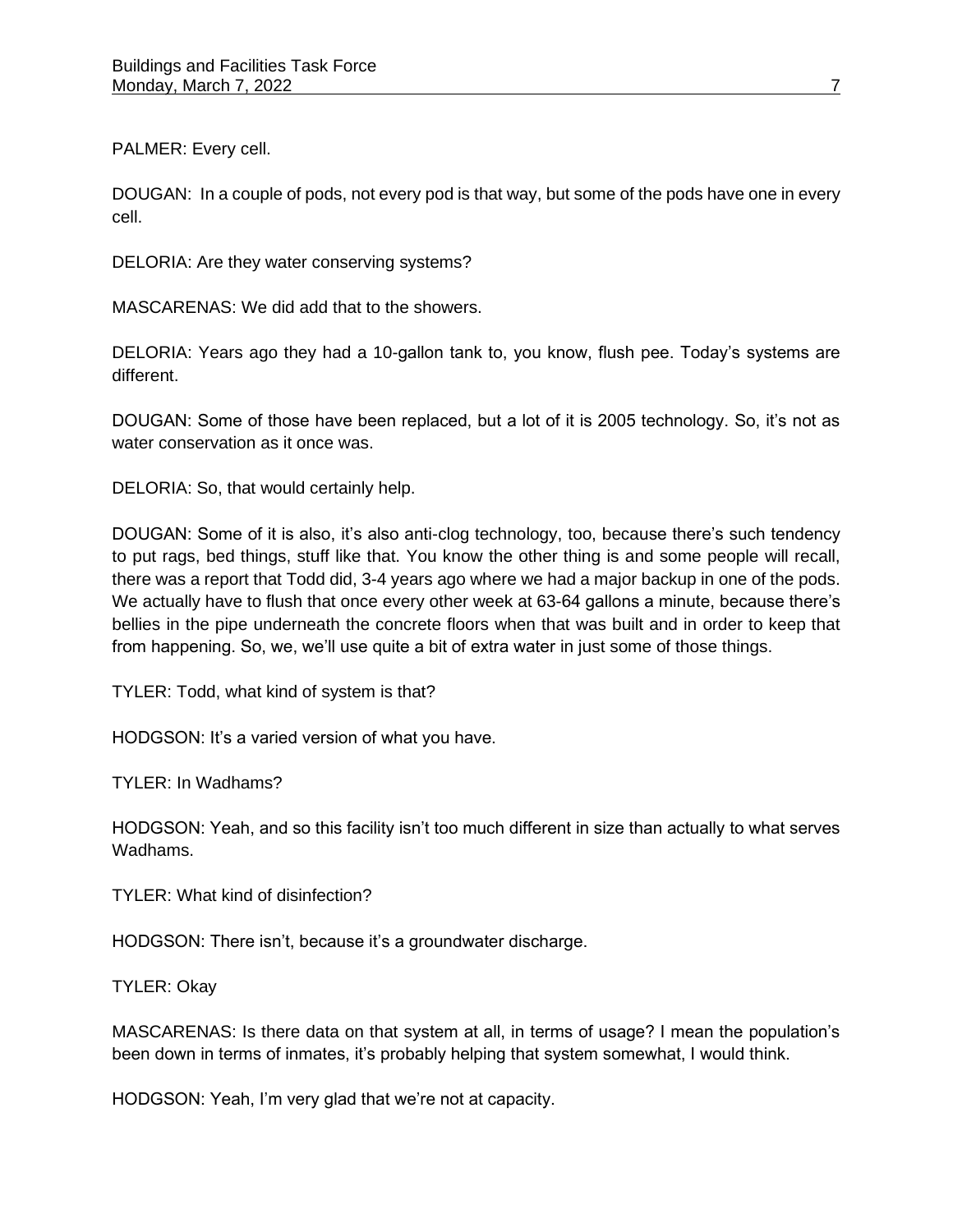PALMER: Every cell.

DOUGAN: In a couple of pods, not every pod is that way, but some of the pods have one in every cell.

DELORIA: Are they water conserving systems?

MASCARENAS: We did add that to the showers.

DELORIA: Years ago they had a 10-gallon tank to, you know, flush pee. Today's systems are different.

DOUGAN: Some of those have been replaced, but a lot of it is 2005 technology. So, it's not as water conservation as it once was.

DELORIA: So, that would certainly help.

DOUGAN: Some of it is also, it's also anti-clog technology, too, because there's such tendency to put rags, bed things, stuff like that. You know the other thing is and some people will recall, there was a report that Todd did, 3-4 years ago where we had a major backup in one of the pods. We actually have to flush that once every other week at 63-64 gallons a minute, because there's bellies in the pipe underneath the concrete floors when that was built and in order to keep that from happening. So, we, we'll use quite a bit of extra water in just some of those things.

TYLER: Todd, what kind of system is that?

HODGSON: It's a varied version of what you have.

TYLER: In Wadhams?

HODGSON: Yeah, and so this facility isn't too much different in size than actually to what serves Wadhams.

TYLER: What kind of disinfection?

HODGSON: There isn't, because it's a groundwater discharge.

TYLER: Okay

MASCARENAS: Is there data on that system at all, in terms of usage? I mean the population's been down in terms of inmates, it's probably helping that system somewhat, I would think.

HODGSON: Yeah, I'm very glad that we're not at capacity.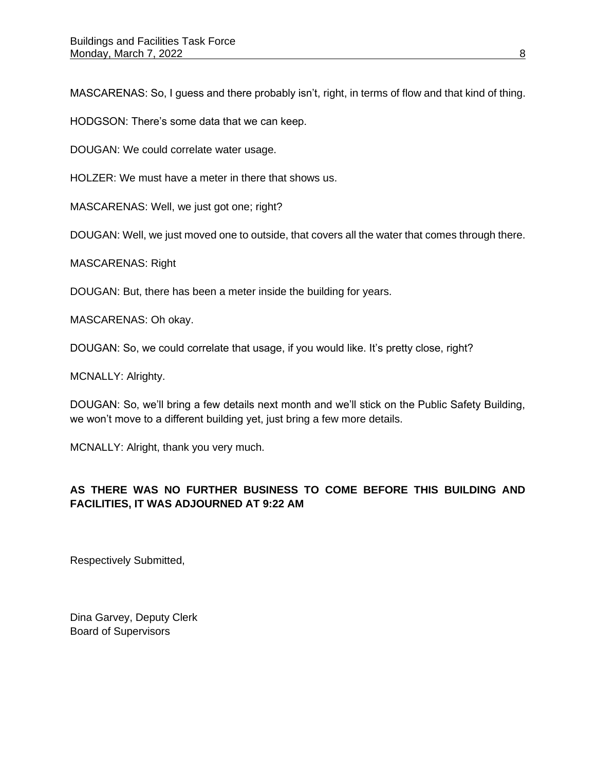MASCARENAS: So, I guess and there probably isn't, right, in terms of flow and that kind of thing.

HODGSON: There's some data that we can keep.

DOUGAN: We could correlate water usage.

HOLZER: We must have a meter in there that shows us.

MASCARENAS: Well, we just got one; right?

DOUGAN: Well, we just moved one to outside, that covers all the water that comes through there.

MASCARENAS: Right

DOUGAN: But, there has been a meter inside the building for years.

MASCARENAS: Oh okay.

DOUGAN: So, we could correlate that usage, if you would like. It's pretty close, right?

MCNALLY: Alrighty.

DOUGAN: So, we'll bring a few details next month and we'll stick on the Public Safety Building, we won't move to a different building yet, just bring a few more details.

MCNALLY: Alright, thank you very much.

**AS THERE WAS NO FURTHER BUSINESS TO COME BEFORE THIS BUILDING AND FACILITIES, IT WAS ADJOURNED AT 9:22 AM**

Respectively Submitted,

Dina Garvey, Deputy Clerk
Board of Supervisors